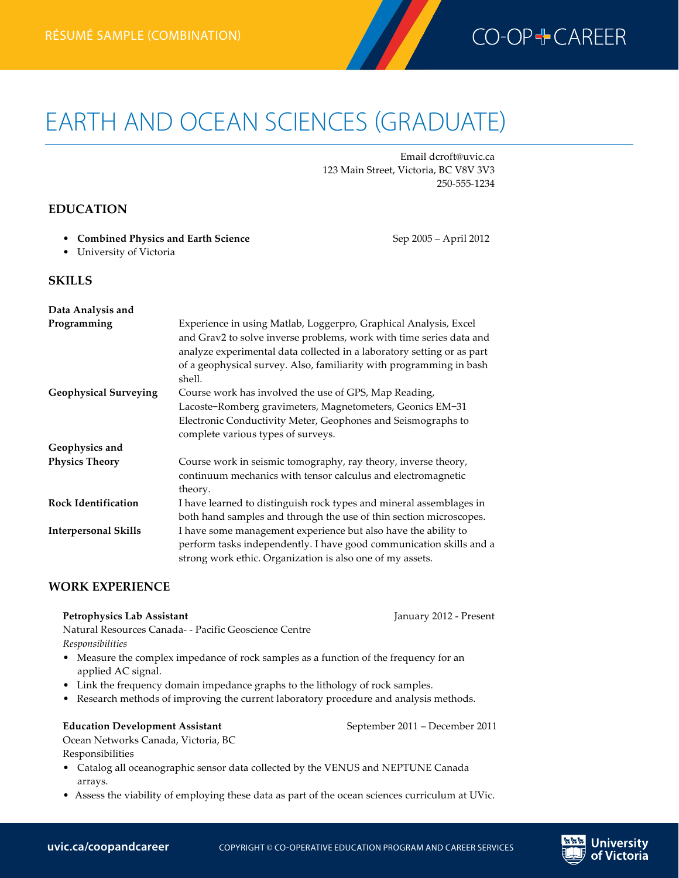RÉSUMÉ SAMPLE (COMBINATION)

# EARTH AND OCEAN SCIENCES (GRADUATE)

Email dcroft@uvic.ca
123 Main Street, Victoria, BC V8V 3V3
250-555-1234

## EDUCATION

- **Combined Physics and Earth Science** Sep 2005 – April 2012
- University of Victoria

## SKILLS

**Data Analysis and Programming**
Experience in using Matlab, Loggerpro, Graphical Analysis, Excel and Grav2 to solve inverse problems, work with time series data and analyze experimental data collected in a laboratory setting or as part of a geophysical survey. Also, familiarity with programming in bash shell.

**Geophysical Surveying**
Course work has involved the use of GPS, Map Reading, Lacoste−Romberg gravimeters, Magnetometers, Geonics EM−31 Electronic Conductivity Meter, Geophones and Seismographs to complete various types of surveys.

**Geophysics and Physics Theory**
Course work in seismic tomography, ray theory, inverse theory, continuum mechanics with tensor calculus and electromagnetic theory.

**Rock Identification**
I have learned to distinguish rock types and mineral assemblages in both hand samples and through the use of thin section microscopes.

**Interpersonal Skills**
I have some management experience but also have the ability to perform tasks independently. I have good communication skills and a strong work ethic. Organization is also one of my assets.

## WORK EXPERIENCE

**Petrophysics Lab Assistant** January 2012 - Present
Natural Resources Canada- - Pacific Geoscience Centre
*Responsibilities*

- Measure the complex impedance of rock samples as a function of the frequency for an applied AC signal.
- Link the frequency domain impedance graphs to the lithology of rock samples.
- Research methods of improving the current laboratory procedure and analysis methods.

**Education Development Assistant** September 2011 – December 2011
Ocean Networks Canada, Victoria, BC
Responsibilities

- Catalog all oceanographic sensor data collected by the VENUS and NEPTUNE Canada arrays.
- Assess the viability of employing these data as part of the ocean sciences curriculum at UVic.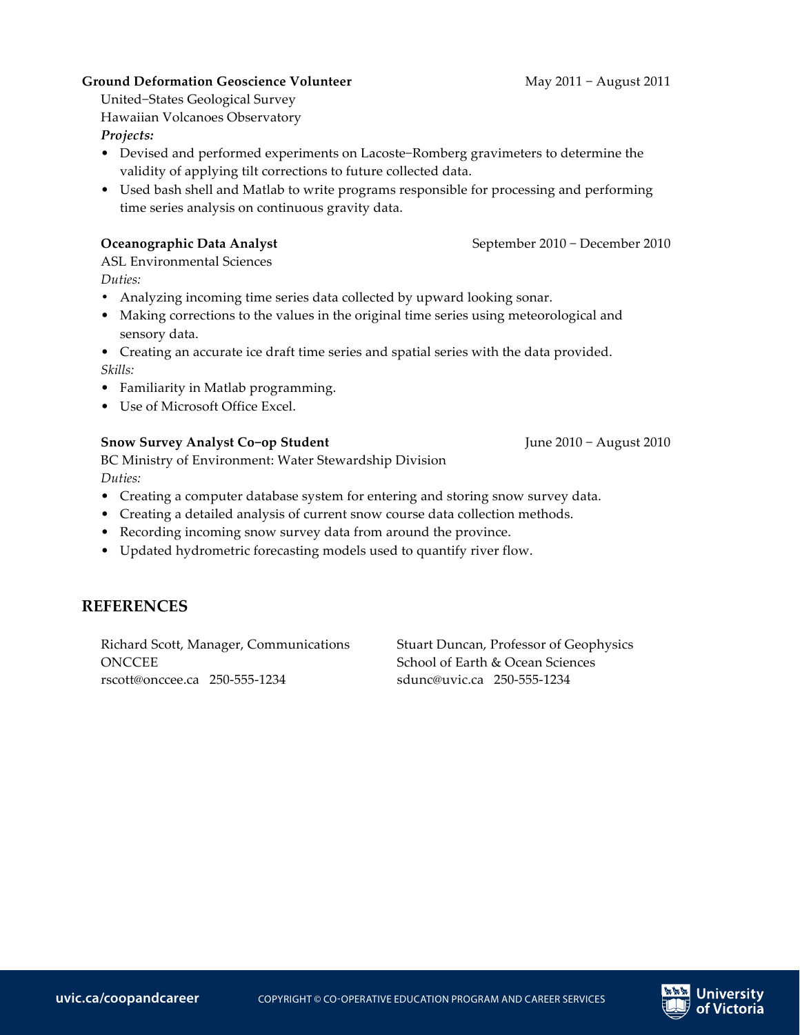**Ground Deformation Geoscience Volunteer** May 2011 – August 2011

United–States Geological Survey
Hawaiian Volcanoes Observatory

***Projects:***

- Devised and performed experiments on Lacoste–Romberg gravimeters to determine the validity of applying tilt corrections to future collected data.
- Used bash shell and Matlab to write programs responsible for processing and performing time series analysis on continuous gravity data.

**Oceanographic Data Analyst** September 2010 – December 2010

ASL Environmental Sciences

*Duties:*

- Analyzing incoming time series data collected by upward looking sonar.
- Making corrections to the values in the original time series using meteorological and sensory data.
- Creating an accurate ice draft time series and spatial series with the data provided.

*Skills:*

- Familiarity in Matlab programming.
- Use of Microsoft Office Excel.

**Snow Survey Analyst Co–op Student** June 2010 – August 2010

BC Ministry of Environment: Water Stewardship Division

*Duties:*

- Creating a computer database system for entering and storing snow survey data.
- Creating a detailed analysis of current snow course data collection methods.
- Recording incoming snow survey data from around the province.
- Updated hydrometric forecasting models used to quantify river flow.

## REFERENCES

Richard Scott, Manager, Communications
ONCCEE
rscott@onccee.ca 250-555-1234

Stuart Duncan, Professor of Geophysics
School of Earth & Ocean Sciences
sdunc@uvic.ca 250-555-1234

uvic.ca/coopandcareer

COPYRIGHT © CO-OPERATIVE EDUCATION PROGRAM AND CAREER SERVICES

University of Victoria